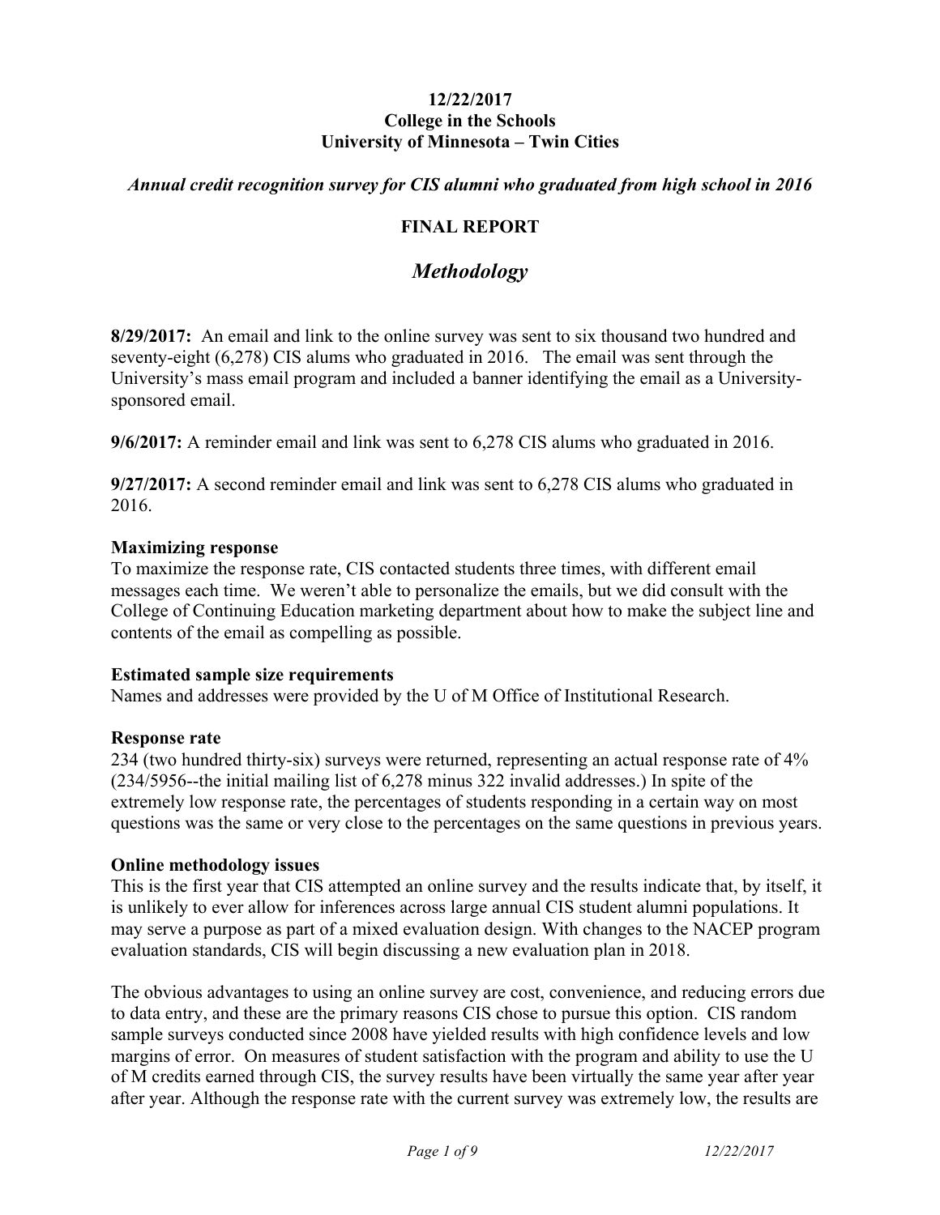**12/22/2017**
**College in the Schools**
**University of Minnesota – Twin Cities**

***Annual credit recognition survey for CIS alumni who graduated from high school in 2016***

**FINAL REPORT**

# *Methodology*

**8/29/2017:** An email and link to the online survey was sent to six thousand two hundred and seventy-eight (6,278) CIS alums who graduated in 2016. The email was sent through the University's mass email program and included a banner identifying the email as a University-sponsored email.

**9/6/2017:** A reminder email and link was sent to 6,278 CIS alums who graduated in 2016.

**9/27/2017:** A second reminder email and link was sent to 6,278 CIS alums who graduated in 2016.

**Maximizing response**
To maximize the response rate, CIS contacted students three times, with different email messages each time. We weren't able to personalize the emails, but we did consult with the College of Continuing Education marketing department about how to make the subject line and contents of the email as compelling as possible.

**Estimated sample size requirements**
Names and addresses were provided by the U of M Office of Institutional Research.

**Response rate**
234 (two hundred thirty-six) surveys were returned, representing an actual response rate of 4% (234/5956--the initial mailing list of 6,278 minus 322 invalid addresses.) In spite of the extremely low response rate, the percentages of students responding in a certain way on most questions was the same or very close to the percentages on the same questions in previous years.

**Online methodology issues**
This is the first year that CIS attempted an online survey and the results indicate that, by itself, it is unlikely to ever allow for inferences across large annual CIS student alumni populations. It may serve a purpose as part of a mixed evaluation design. With changes to the NACEP program evaluation standards, CIS will begin discussing a new evaluation plan in 2018.

The obvious advantages to using an online survey are cost, convenience, and reducing errors due to data entry, and these are the primary reasons CIS chose to pursue this option. CIS random sample surveys conducted since 2008 have yielded results with high confidence levels and low margins of error. On measures of student satisfaction with the program and ability to use the U of M credits earned through CIS, the survey results have been virtually the same year after year after year. Although the response rate with the current survey was extremely low, the results are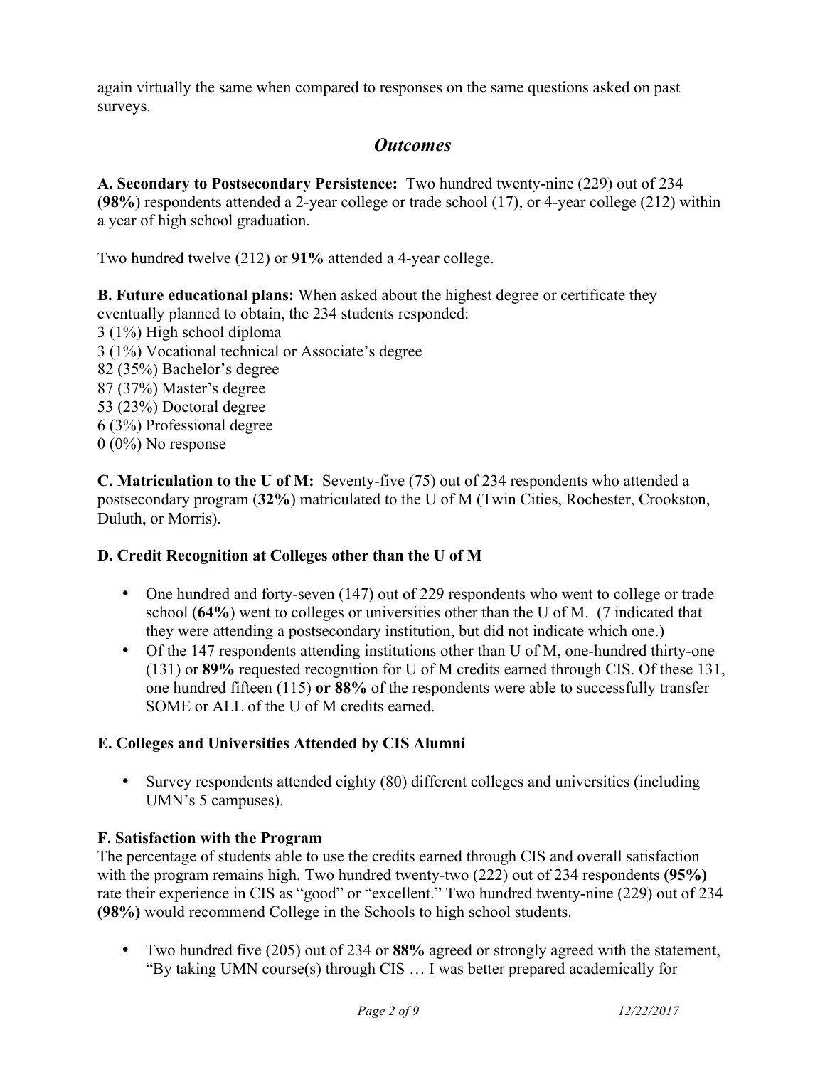again virtually the same when compared to responses on the same questions asked on past surveys.

## *Outcomes*

**A. Secondary to Postsecondary Persistence:** Two hundred twenty-nine (229) out of 234 (**98%**) respondents attended a 2-year college or trade school (17), or 4-year college (212) within a year of high school graduation.

Two hundred twelve (212) or **91%** attended a 4-year college.

**B. Future educational plans:** When asked about the highest degree or certificate they eventually planned to obtain, the 234 students responded:
3 (1%) High school diploma
3 (1%) Vocational technical or Associate's degree
82 (35%) Bachelor's degree
87 (37%) Master's degree
53 (23%) Doctoral degree
6 (3%) Professional degree
0 (0%) No response

**C. Matriculation to the U of M:** Seventy-five (75) out of 234 respondents who attended a postsecondary program (**32%**) matriculated to the U of M (Twin Cities, Rochester, Crookston, Duluth, or Morris).

**D. Credit Recognition at Colleges other than the U of M**

- One hundred and forty-seven (147) out of 229 respondents who went to college or trade school (**64%**) went to colleges or universities other than the U of M. (7 indicated that they were attending a postsecondary institution, but did not indicate which one.)
- Of the 147 respondents attending institutions other than U of M, one-hundred thirty-one (131) or **89%** requested recognition for U of M credits earned through CIS. Of these 131, one hundred fifteen (115) **or 88%** of the respondents were able to successfully transfer SOME or ALL of the U of M credits earned.

**E. Colleges and Universities Attended by CIS Alumni**

- Survey respondents attended eighty (80) different colleges and universities (including UMN's 5 campuses).

**F. Satisfaction with the Program**
The percentage of students able to use the credits earned through CIS and overall satisfaction with the program remains high. Two hundred twenty-two (222) out of 234 respondents **(95%)** rate their experience in CIS as "good" or "excellent." Two hundred twenty-nine (229) out of 234 **(98%)** would recommend College in the Schools to high school students.

- Two hundred five (205) out of 234 or **88%** agreed or strongly agreed with the statement, "By taking UMN course(s) through CIS … I was better prepared academically for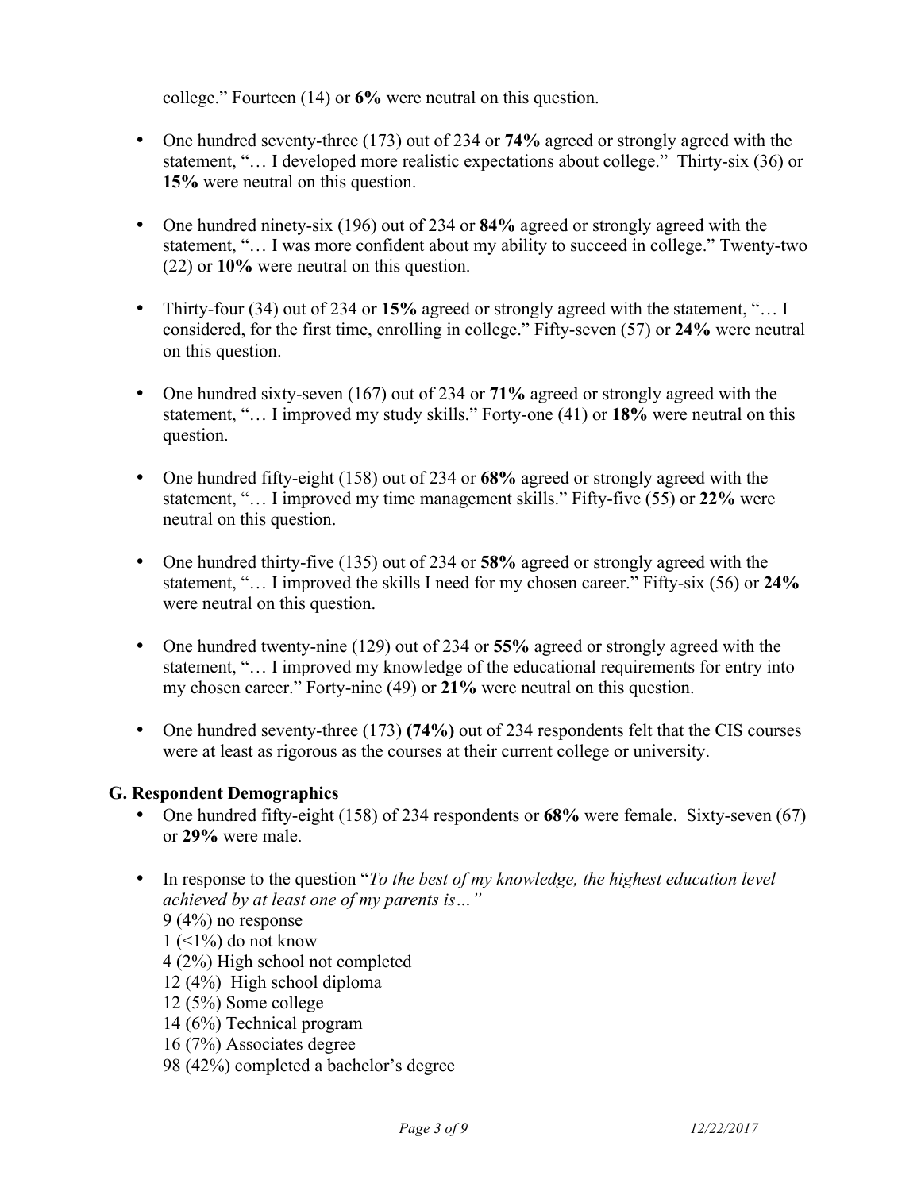college." Fourteen (14) or **6%** were neutral on this question.

- One hundred seventy-three (173) out of 234 or **74%** agreed or strongly agreed with the statement, "… I developed more realistic expectations about college." Thirty-six (36) or **15%** were neutral on this question.

- One hundred ninety-six (196) out of 234 or **84%** agreed or strongly agreed with the statement, "… I was more confident about my ability to succeed in college." Twenty-two (22) or **10%** were neutral on this question.

- Thirty-four (34) out of 234 or **15%** agreed or strongly agreed with the statement, "… I considered, for the first time, enrolling in college." Fifty-seven (57) or **24%** were neutral on this question.

- One hundred sixty-seven (167) out of 234 or **71%** agreed or strongly agreed with the statement, "… I improved my study skills." Forty-one (41) or **18%** were neutral on this question.

- One hundred fifty-eight (158) out of 234 or **68%** agreed or strongly agreed with the statement, "… I improved my time management skills." Fifty-five (55) or **22%** were neutral on this question.

- One hundred thirty-five (135) out of 234 or **58%** agreed or strongly agreed with the statement, "… I improved the skills I need for my chosen career." Fifty-six (56) or **24%** were neutral on this question.

- One hundred twenty-nine (129) out of 234 or **55%** agreed or strongly agreed with the statement, "… I improved my knowledge of the educational requirements for entry into my chosen career." Forty-nine (49) or **21%** were neutral on this question.

- One hundred seventy-three (173) **(74%)** out of 234 respondents felt that the CIS courses were at least as rigorous as the courses at their current college or university.

### G. Respondent Demographics

- One hundred fifty-eight (158) of 234 respondents or **68%** were female. Sixty-seven (67) or **29%** were male.

- In response to the question "*To the best of my knowledge, the highest education level achieved by at least one of my parents is…*"
  9 (4%) no response
  1 (<1%) do not know
  4 (2%) High school not completed
  12 (4%) High school diploma
  12 (5%) Some college
  14 (6%) Technical program
  16 (7%) Associates degree
  98 (42%) completed a bachelor's degree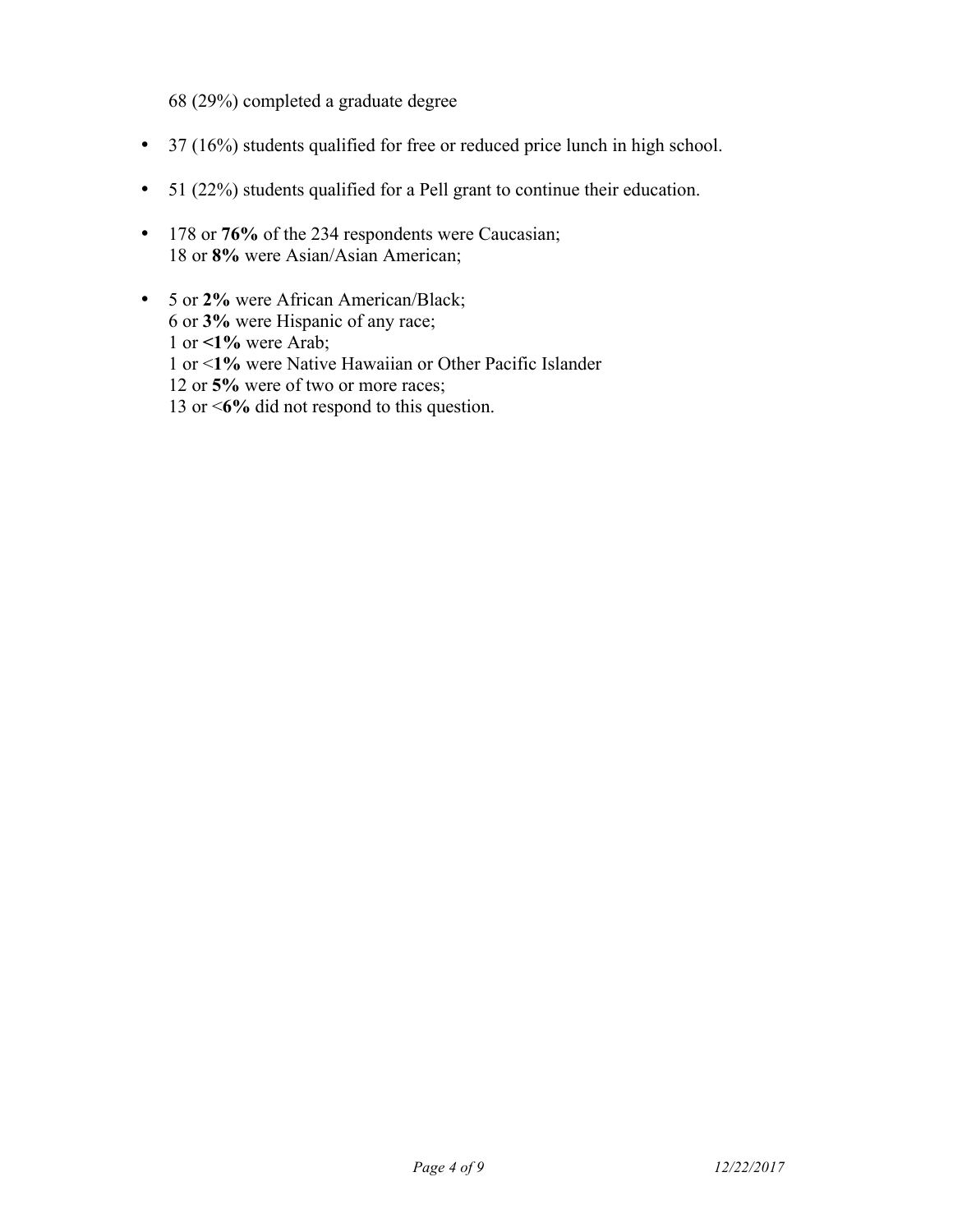68 (29%) completed a graduate degree

- 37 (16%) students qualified for free or reduced price lunch in high school.

- 51 (22%) students qualified for a Pell grant to continue their education.

- 178 or **76%** of the 234 respondents were Caucasian;
  18 or **8%** were Asian/Asian American;

- 5 or **2%** were African American/Black;
  6 or **3%** were Hispanic of any race;
  1 or **<1%** were Arab;
  1 or <**1%** were Native Hawaiian or Other Pacific Islander
  12 or **5%** were of two or more races;
  13 or <**6%** did not respond to this question.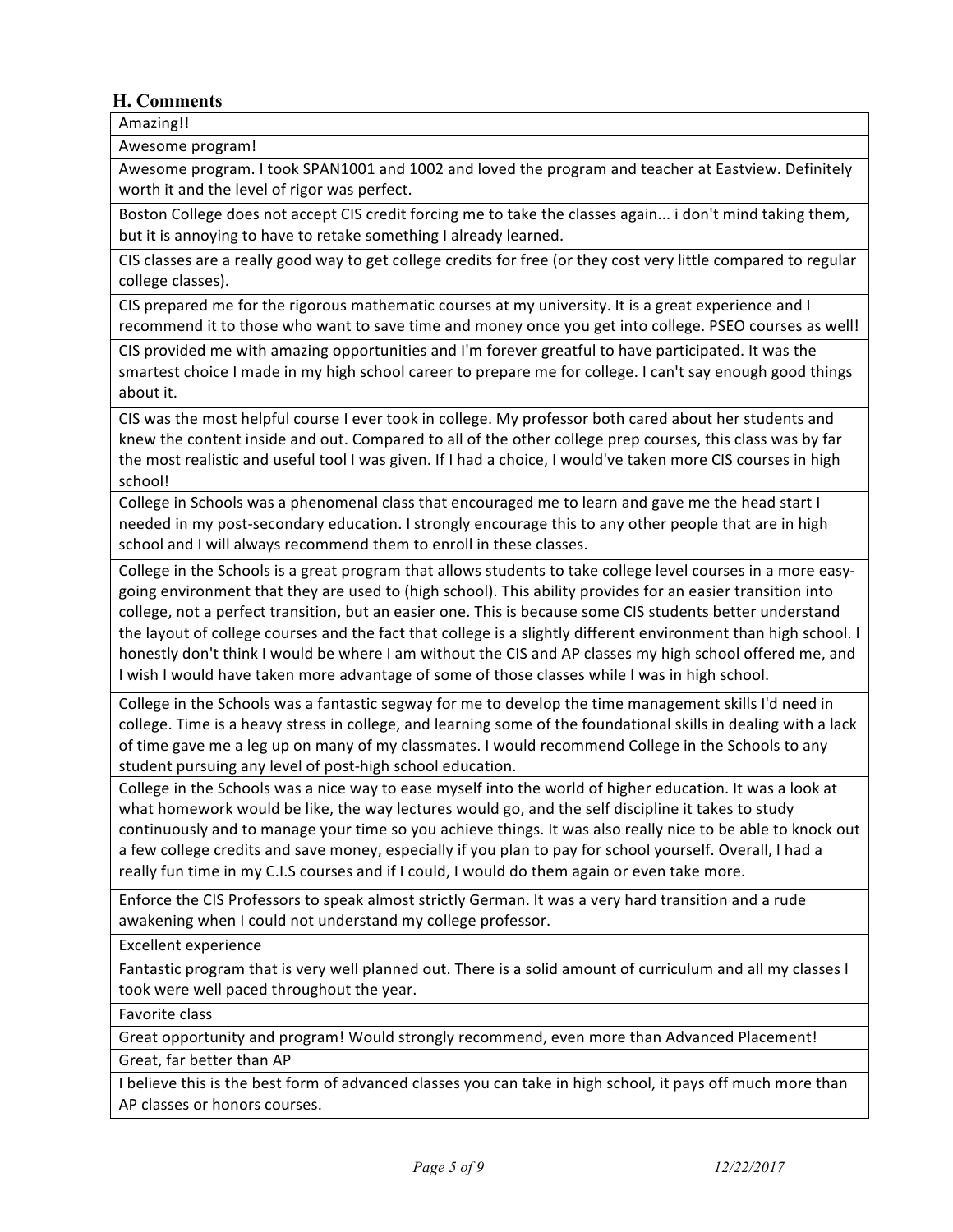### H. Comments

| Amazing!! |
|---|
| Awesome program! |
| Awesome program. I took SPAN1001 and 1002 and loved the program and teacher at Eastview. Definitely worth it and the level of rigor was perfect. |
| Boston College does not accept CIS credit forcing me to take the classes again... i don't mind taking them, but it is annoying to have to retake something I already learned. |
| CIS classes are a really good way to get college credits for free (or they cost very little compared to regular college classes). |
| CIS prepared me for the rigorous mathematic courses at my university. It is a great experience and I recommend it to those who want to save time and money once you get into college. PSEO courses as well! |
| CIS provided me with amazing opportunities and I'm forever greatful to have participated. It was the smartest choice I made in my high school career to prepare me for college. I can't say enough good things about it. |
| CIS was the most helpful course I ever took in college. My professor both cared about her students and knew the content inside and out. Compared to all of the other college prep courses, this class was by far the most realistic and useful tool I was given. If I had a choice, I would've taken more CIS courses in high school! |
| College in Schools was a phenomenal class that encouraged me to learn and gave me the head start I needed in my post-secondary education. I strongly encourage this to any other people that are in high school and I will always recommend them to enroll in these classes. |
| College in the Schools is a great program that allows students to take college level courses in a more easy-going environment that they are used to (high school). This ability provides for an easier transition into college, not a perfect transition, but an easier one. This is because some CIS students better understand the layout of college courses and the fact that college is a slightly different environment than high school. I honestly don't think I would be where I am without the CIS and AP classes my high school offered me, and I wish I would have taken more advantage of some of those classes while I was in high school. |
| College in the Schools was a fantastic segway for me to develop the time management skills I'd need in college. Time is a heavy stress in college, and learning some of the foundational skills in dealing with a lack of time gave me a leg up on many of my classmates. I would recommend College in the Schools to any student pursuing any level of post-high school education. |
| College in the Schools was a nice way to ease myself into the world of higher education. It was a look at what homework would be like, the way lectures would go, and the self discipline it takes to study continuously and to manage your time so you achieve things. It was also really nice to be able to knock out a few college credits and save money, especially if you plan to pay for school yourself. Overall, I had a really fun time in my C.I.S courses and if I could, I would do them again or even take more. |
| Enforce the CIS Professors to speak almost strictly German. It was a very hard transition and a rude awakening when I could not understand my college professor. |
| Excellent experience |
| Fantastic program that is very well planned out. There is a solid amount of curriculum and all my classes I took were well paced throughout the year. |
| Favorite class |
| Great opportunity and program! Would strongly recommend, even more than Advanced Placement! |
| Great, far better than AP |
| I believe this is the best form of advanced classes you can take in high school, it pays off much more than AP classes or honors courses. |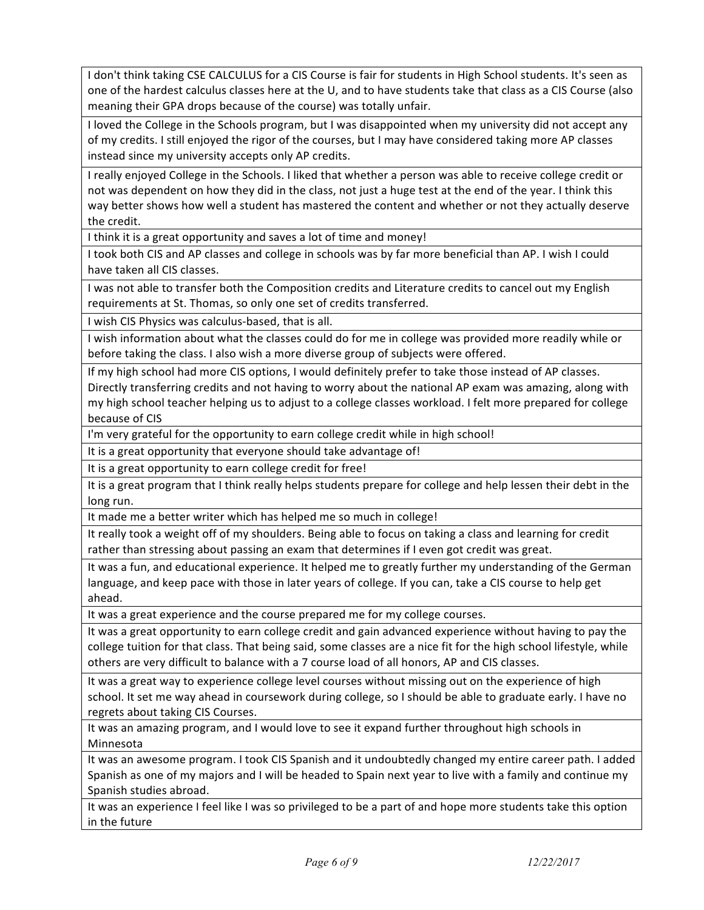| |
|---|
| I don't think taking CSE CALCULUS for a CIS Course is fair for students in High School students. It's seen as one of the hardest calculus classes here at the U, and to have students take that class as a CIS Course (also meaning their GPA drops because of the course) was totally unfair. |
| I loved the College in the Schools program, but I was disappointed when my university did not accept any of my credits. I still enjoyed the rigor of the courses, but I may have considered taking more AP classes instead since my university accepts only AP credits. |
| I really enjoyed College in the Schools. I liked that whether a person was able to receive college credit or not was dependent on how they did in the class, not just a huge test at the end of the year. I think this way better shows how well a student has mastered the content and whether or not they actually deserve the credit. |
| I think it is a great opportunity and saves a lot of time and money! |
| I took both CIS and AP classes and college in schools was by far more beneficial than AP. I wish I could have taken all CIS classes. |
| I was not able to transfer both the Composition credits and Literature credits to cancel out my English requirements at St. Thomas, so only one set of credits transferred. |
| I wish CIS Physics was calculus-based, that is all. |
| I wish information about what the classes could do for me in college was provided more readily while or before taking the class. I also wish a more diverse group of subjects were offered. |
| If my high school had more CIS options, I would definitely prefer to take those instead of AP classes. Directly transferring credits and not having to worry about the national AP exam was amazing, along with my high school teacher helping us to adjust to a college classes workload. I felt more prepared for college because of CIS |
| I'm very grateful for the opportunity to earn college credit while in high school! |
| It is a great opportunity that everyone should take advantage of! |
| It is a great opportunity to earn college credit for free! |
| It is a great program that I think really helps students prepare for college and help lessen their debt in the long run. |
| It made me a better writer which has helped me so much in college! |
| It really took a weight off of my shoulders. Being able to focus on taking a class and learning for credit rather than stressing about passing an exam that determines if I even got credit was great. |
| It was a fun, and educational experience. It helped me to greatly further my understanding of the German language, and keep pace with those in later years of college. If you can, take a CIS course to help get ahead. |
| It was a great experience and the course prepared me for my college courses. |
| It was a great opportunity to earn college credit and gain advanced experience without having to pay the college tuition for that class. That being said, some classes are a nice fit for the high school lifestyle, while others are very difficult to balance with a 7 course load of all honors, AP and CIS classes. |
| It was a great way to experience college level courses without missing out on the experience of high school. It set me way ahead in coursework during college, so I should be able to graduate early. I have no regrets about taking CIS Courses. |
| It was an amazing program, and I would love to see it expand further throughout high schools in Minnesota |
| It was an awesome program. I took CIS Spanish and it undoubtedly changed my entire career path. I added Spanish as one of my majors and I will be headed to Spain next year to live with a family and continue my Spanish studies abroad. |
| It was an experience I feel like I was so privileged to be a part of and hope more students take this option in the future |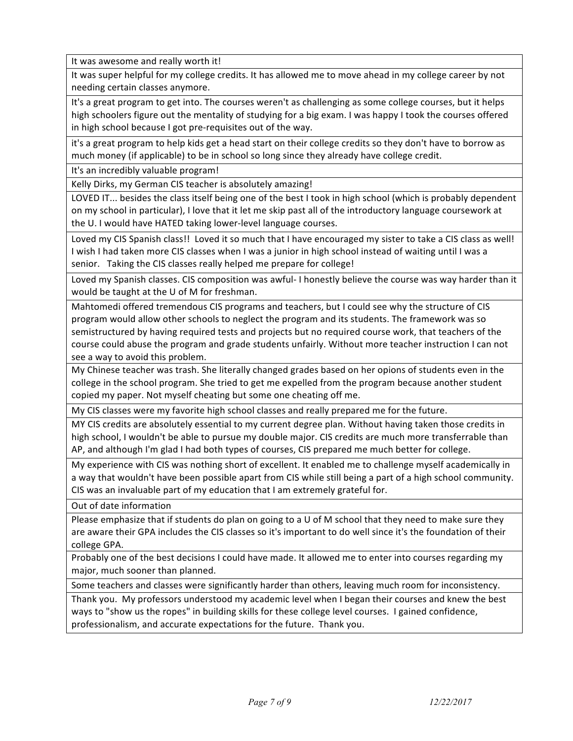| |
|---|
| It was awesome and really worth it! |
| It was super helpful for my college credits. It has allowed me to move ahead in my college career by not needing certain classes anymore. |
| It's a great program to get into. The courses weren't as challenging as some college courses, but it helps high schoolers figure out the mentality of studying for a big exam. I was happy I took the courses offered in high school because I got pre-requisites out of the way. |
| it's a great program to help kids get a head start on their college credits so they don't have to borrow as much money (if applicable) to be in school so long since they already have college credit. |
| It's an incredibly valuable program! |
| Kelly Dirks, my German CIS teacher is absolutely amazing! |
| LOVED IT... besides the class itself being one of the best I took in high school (which is probably dependent on my school in particular), I love that it let me skip past all of the introductory language coursework at the U. I would have HATED taking lower-level language courses. |
| Loved my CIS Spanish class!! Loved it so much that I have encouraged my sister to take a CIS class as well! I wish I had taken more CIS classes when I was a junior in high school instead of waiting until I was a senior. Taking the CIS classes really helped me prepare for college! |
| Loved my Spanish classes. CIS composition was awful- I honestly believe the course was way harder than it would be taught at the U of M for freshman. |
| Mahtomedi offered tremendous CIS programs and teachers, but I could see why the structure of CIS program would allow other schools to neglect the program and its students. The framework was so semistructured by having required tests and projects but no required course work, that teachers of the course could abuse the program and grade students unfairly. Without more teacher instruction I can not see a way to avoid this problem. |
| My Chinese teacher was trash. She literally changed grades based on her opions of students even in the college in the school program. She tried to get me expelled from the program because another student copied my paper. Not myself cheating but some one cheating off me. |
| My CIS classes were my favorite high school classes and really prepared me for the future. |
| MY CIS credits are absolutely essential to my current degree plan. Without having taken those credits in high school, I wouldn't be able to pursue my double major. CIS credits are much more transferrable than AP, and although I'm glad I had both types of courses, CIS prepared me much better for college. |
| My experience with CIS was nothing short of excellent. It enabled me to challenge myself academically in a way that wouldn't have been possible apart from CIS while still being a part of a high school community. CIS was an invaluable part of my education that I am extremely grateful for. |
| Out of date information |
| Please emphasize that if students do plan on going to a U of M school that they need to make sure they are aware their GPA includes the CIS classes so it's important to do well since it's the foundation of their college GPA. |
| Probably one of the best decisions I could have made. It allowed me to enter into courses regarding my major, much sooner than planned. |
| Some teachers and classes were significantly harder than others, leaving much room for inconsistency. |
| Thank you. My professors understood my academic level when I began their courses and knew the best ways to "show us the ropes" in building skills for these college level courses. I gained confidence, professionalism, and accurate expectations for the future. Thank you. |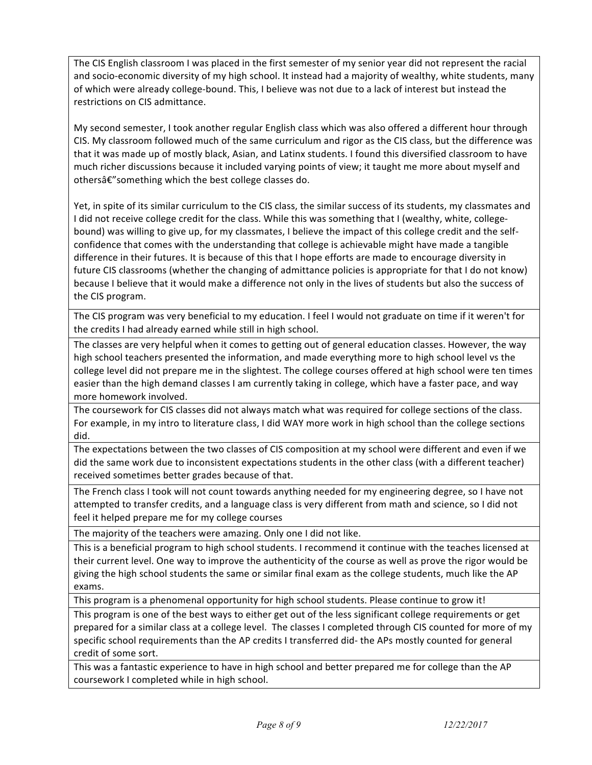The CIS English classroom I was placed in the first semester of my senior year did not represent the racial and socio-economic diversity of my high school. It instead had a majority of wealthy, white students, many of which were already college-bound. This, I believe was not due to a lack of interest but instead the restrictions on CIS admittance.

My second semester, I took another regular English class which was also offered a different hour through CIS. My classroom followed much of the same curriculum and rigor as the CIS class, but the difference was that it was made up of mostly black, Asian, and Latinx students. I found this diversified classroom to have much richer discussions because it included varying points of view; it taught me more about myself and othersâ€"something which the best college classes do.

Yet, in spite of its similar curriculum to the CIS class, the similar success of its students, my classmates and I did not receive college credit for the class. While this was something that I (wealthy, white, college-bound) was willing to give up, for my classmates, I believe the impact of this college credit and the self-confidence that comes with the understanding that college is achievable might have made a tangible difference in their futures. It is because of this that I hope efforts are made to encourage diversity in future CIS classrooms (whether the changing of admittance policies is appropriate for that I do not know) because I believe that it would make a difference not only in the lives of students but also the success of the CIS program.

---

The CIS program was very beneficial to my education. I feel I would not graduate on time if it weren't for the credits I had already earned while still in high school.

---

The classes are very helpful when it comes to getting out of general education classes. However, the way high school teachers presented the information, and made everything more to high school level vs the college level did not prepare me in the slightest. The college courses offered at high school were ten times easier than the high demand classes I am currently taking in college, which have a faster pace, and way more homework involved.

---

The coursework for CIS classes did not always match what was required for college sections of the class. For example, in my intro to literature class, I did WAY more work in high school than the college sections did.

---

The expectations between the two classes of CIS composition at my school were different and even if we did the same work due to inconsistent expectations students in the other class (with a different teacher) received sometimes better grades because of that.

---

The French class I took will not count towards anything needed for my engineering degree, so I have not attempted to transfer credits, and a language class is very different from math and science, so I did not feel it helped prepare me for my college courses

---

The majority of the teachers were amazing. Only one I did not like.

---

This is a beneficial program to high school students. I recommend it continue with the teaches licensed at their current level. One way to improve the authenticity of the course as well as prove the rigor would be giving the high school students the same or similar final exam as the college students, much like the AP exams.

---

This program is a phenomenal opportunity for high school students. Please continue to grow it!

---

This program is one of the best ways to either get out of the less significant college requirements or get prepared for a similar class at a college level. The classes I completed through CIS counted for more of my specific school requirements than the AP credits I transferred did- the APs mostly counted for general credit of some sort.

---

This was a fantastic experience to have in high school and better prepared me for college than the AP coursework I completed while in high school.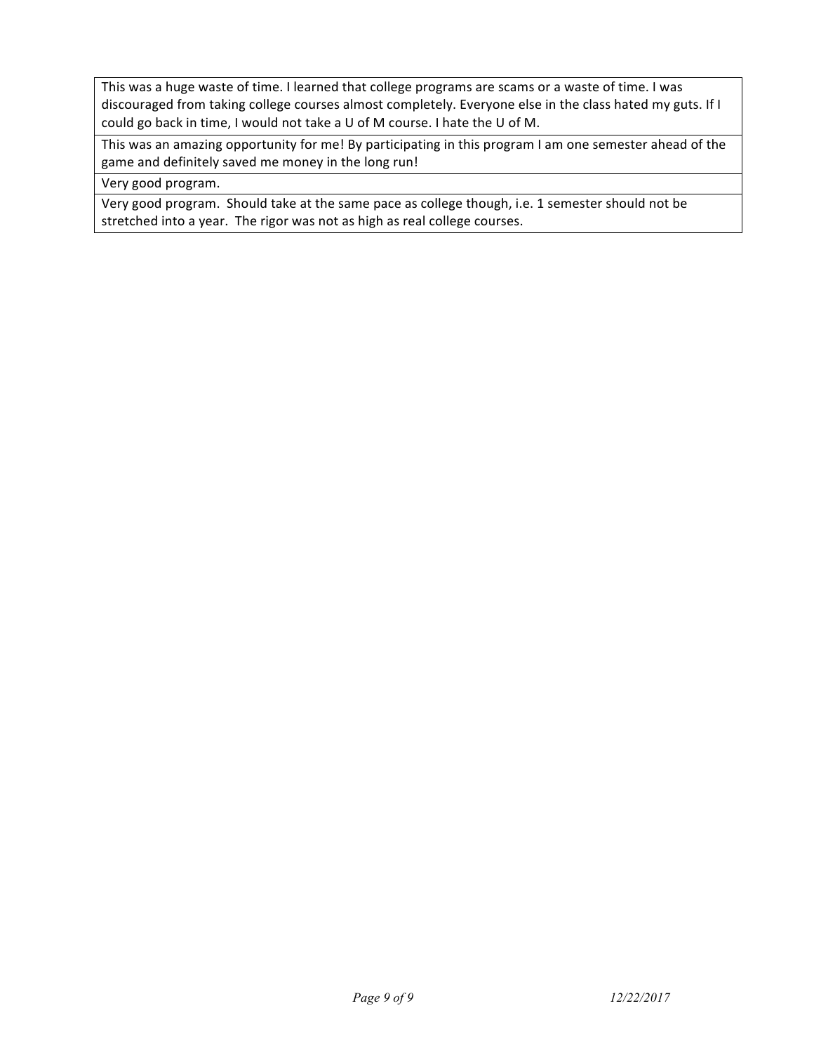| |
|---|
| This was a huge waste of time. I learned that college programs are scams or a waste of time. I was discouraged from taking college courses almost completely. Everyone else in the class hated my guts. If I could go back in time, I would not take a U of M course. I hate the U of M. |
| This was an amazing opportunity for me! By participating in this program I am one semester ahead of the game and definitely saved me money in the long run! |
| Very good program. |
| Very good program. Should take at the same pace as college though, i.e. 1 semester should not be stretched into a year. The rigor was not as high as real college courses. |